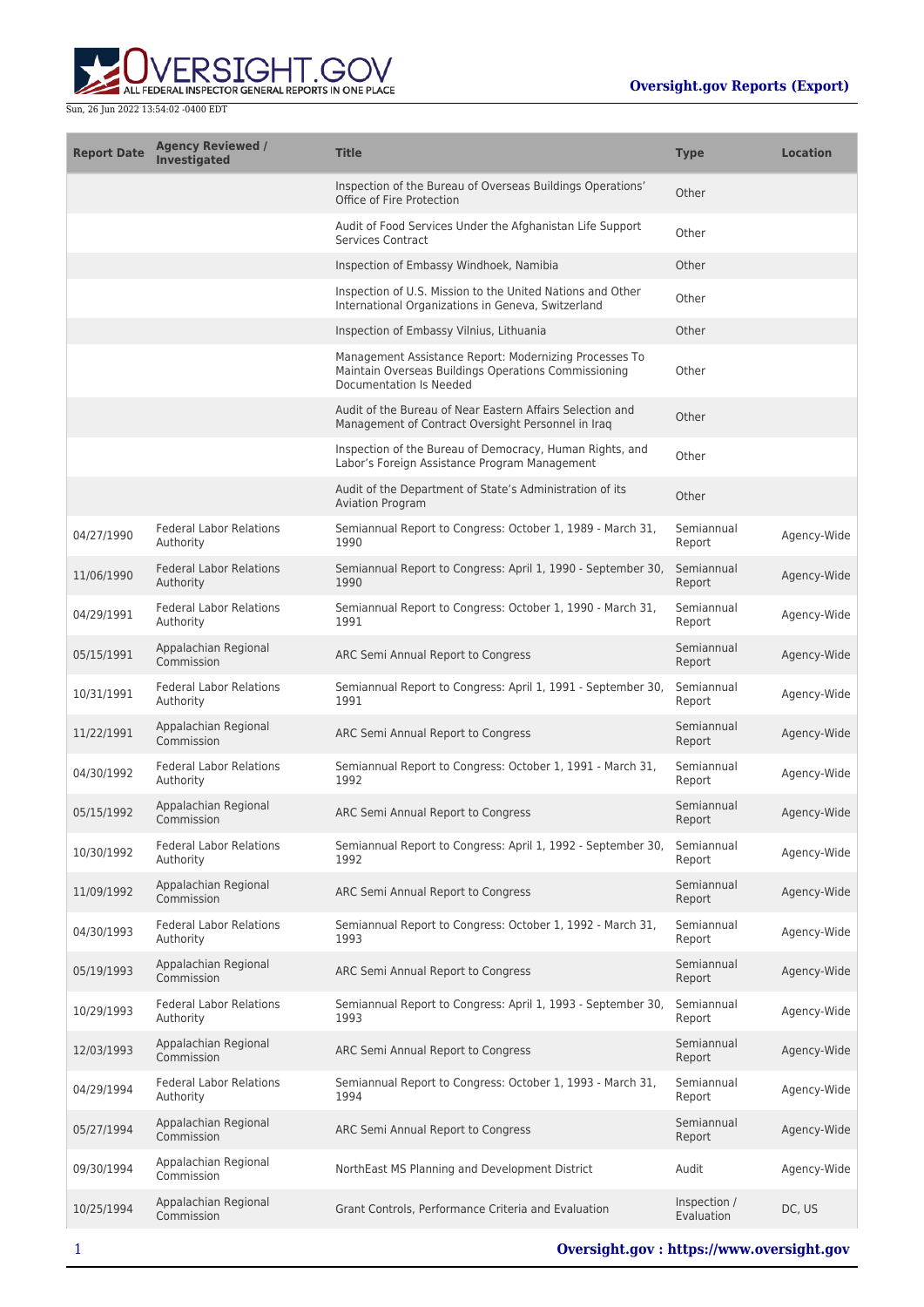| Report Date | Agency Reviewed / Investigated | Title | Type | Location |
| --- | --- | --- | --- | --- |
| | | Inspection of the Bureau of Overseas Buildings Operations' Office of Fire Protection | Other | |
| | | Audit of Food Services Under the Afghanistan Life Support Services Contract | Other | |
| | | Inspection of Embassy Windhoek, Namibia | Other | |
| | | Inspection of U.S. Mission to the United Nations and Other International Organizations in Geneva, Switzerland | Other | |
| | | Inspection of Embassy Vilnius, Lithuania | Other | |
| | | Management Assistance Report: Modernizing Processes To Maintain Overseas Buildings Operations Commissioning Documentation Is Needed | Other | |
| | | Audit of the Bureau of Near Eastern Affairs Selection and Management of Contract Oversight Personnel in Iraq | Other | |
| | | Inspection of the Bureau of Democracy, Human Rights, and Labor's Foreign Assistance Program Management | Other | |
| | | Audit of the Department of State's Administration of its Aviation Program | Other | |
| 04/27/1990 | Federal Labor Relations Authority | Semiannual Report to Congress: October 1, 1989 - March 31, 1990 | Semiannual Report | Agency-Wide |
| 11/06/1990 | Federal Labor Relations Authority | Semiannual Report to Congress: April 1, 1990 - September 30, 1990 | Semiannual Report | Agency-Wide |
| 04/29/1991 | Federal Labor Relations Authority | Semiannual Report to Congress: October 1, 1990 - March 31, 1991 | Semiannual Report | Agency-Wide |
| 05/15/1991 | Appalachian Regional Commission | ARC Semi Annual Report to Congress | Semiannual Report | Agency-Wide |
| 10/31/1991 | Federal Labor Relations Authority | Semiannual Report to Congress: April 1, 1991 - September 30, 1991 | Semiannual Report | Agency-Wide |
| 11/22/1991 | Appalachian Regional Commission | ARC Semi Annual Report to Congress | Semiannual Report | Agency-Wide |
| 04/30/1992 | Federal Labor Relations Authority | Semiannual Report to Congress: October 1, 1991 - March 31, 1992 | Semiannual Report | Agency-Wide |
| 05/15/1992 | Appalachian Regional Commission | ARC Semi Annual Report to Congress | Semiannual Report | Agency-Wide |
| 10/30/1992 | Federal Labor Relations Authority | Semiannual Report to Congress: April 1, 1992 - September 30, 1992 | Semiannual Report | Agency-Wide |
| 11/09/1992 | Appalachian Regional Commission | ARC Semi Annual Report to Congress | Semiannual Report | Agency-Wide |
| 04/30/1993 | Federal Labor Relations Authority | Semiannual Report to Congress: October 1, 1992 - March 31, 1993 | Semiannual Report | Agency-Wide |
| 05/19/1993 | Appalachian Regional Commission | ARC Semi Annual Report to Congress | Semiannual Report | Agency-Wide |
| 10/29/1993 | Federal Labor Relations Authority | Semiannual Report to Congress: April 1, 1993 - September 30, 1993 | Semiannual Report | Agency-Wide |
| 12/03/1993 | Appalachian Regional Commission | ARC Semi Annual Report to Congress | Semiannual Report | Agency-Wide |
| 04/29/1994 | Federal Labor Relations Authority | Semiannual Report to Congress: October 1, 1993 - March 31, 1994 | Semiannual Report | Agency-Wide |
| 05/27/1994 | Appalachian Regional Commission | ARC Semi Annual Report to Congress | Semiannual Report | Agency-Wide |
| 09/30/1994 | Appalachian Regional Commission | NorthEast MS Planning and Development District | Audit | Agency-Wide |
| 10/25/1994 | Appalachian Regional Commission | Grant Controls, Performance Criteria and Evaluation | Inspection / Evaluation | DC, US |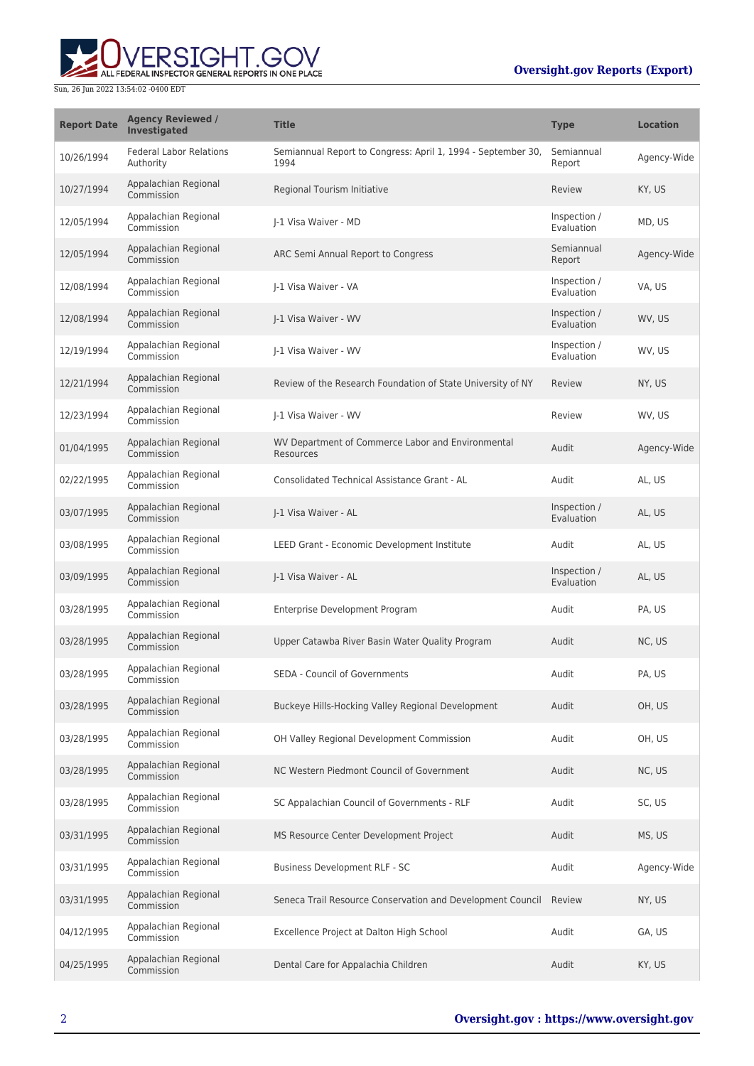| Report Date | Agency Reviewed / Investigated | Title | Type | Location |
|---|---|---|---|---|
| 10/26/1994 | Federal Labor Relations Authority | Semiannual Report to Congress: April 1, 1994 - September 30, 1994 | Semiannual Report | Agency-Wide |
| 10/27/1994 | Appalachian Regional Commission | Regional Tourism Initiative | Review | KY, US |
| 12/05/1994 | Appalachian Regional Commission | J-1 Visa Waiver - MD | Inspection / Evaluation | MD, US |
| 12/05/1994 | Appalachian Regional Commission | ARC Semi Annual Report to Congress | Semiannual Report | Agency-Wide |
| 12/08/1994 | Appalachian Regional Commission | J-1 Visa Waiver - VA | Inspection / Evaluation | VA, US |
| 12/08/1994 | Appalachian Regional Commission | J-1 Visa Waiver - WV | Inspection / Evaluation | WV, US |
| 12/19/1994 | Appalachian Regional Commission | J-1 Visa Waiver - WV | Inspection / Evaluation | WV, US |
| 12/21/1994 | Appalachian Regional Commission | Review of the Research Foundation of State University of NY | Review | NY, US |
| 12/23/1994 | Appalachian Regional Commission | J-1 Visa Waiver - WV | Review | WV, US |
| 01/04/1995 | Appalachian Regional Commission | WV Department of Commerce Labor and Environmental Resources | Audit | Agency-Wide |
| 02/22/1995 | Appalachian Regional Commission | Consolidated Technical Assistance Grant - AL | Audit | AL, US |
| 03/07/1995 | Appalachian Regional Commission | J-1 Visa Waiver - AL | Inspection / Evaluation | AL, US |
| 03/08/1995 | Appalachian Regional Commission | LEED Grant - Economic Development Institute | Audit | AL, US |
| 03/09/1995 | Appalachian Regional Commission | J-1 Visa Waiver - AL | Inspection / Evaluation | AL, US |
| 03/28/1995 | Appalachian Regional Commission | Enterprise Development Program | Audit | PA, US |
| 03/28/1995 | Appalachian Regional Commission | Upper Catawba River Basin Water Quality Program | Audit | NC, US |
| 03/28/1995 | Appalachian Regional Commission | SEDA - Council of Governments | Audit | PA, US |
| 03/28/1995 | Appalachian Regional Commission | Buckeye Hills-Hocking Valley Regional Development | Audit | OH, US |
| 03/28/1995 | Appalachian Regional Commission | OH Valley Regional Development Commission | Audit | OH, US |
| 03/28/1995 | Appalachian Regional Commission | NC Western Piedmont Council of Government | Audit | NC, US |
| 03/28/1995 | Appalachian Regional Commission | SC Appalachian Council of Governments - RLF | Audit | SC, US |
| 03/31/1995 | Appalachian Regional Commission | MS Resource Center Development Project | Audit | MS, US |
| 03/31/1995 | Appalachian Regional Commission | Business Development RLF - SC | Audit | Agency-Wide |
| 03/31/1995 | Appalachian Regional Commission | Seneca Trail Resource Conservation and Development Council | Review | NY, US |
| 04/12/1995 | Appalachian Regional Commission | Excellence Project at Dalton High School | Audit | GA, US |
| 04/25/1995 | Appalachian Regional Commission | Dental Care for Appalachia Children | Audit | KY, US |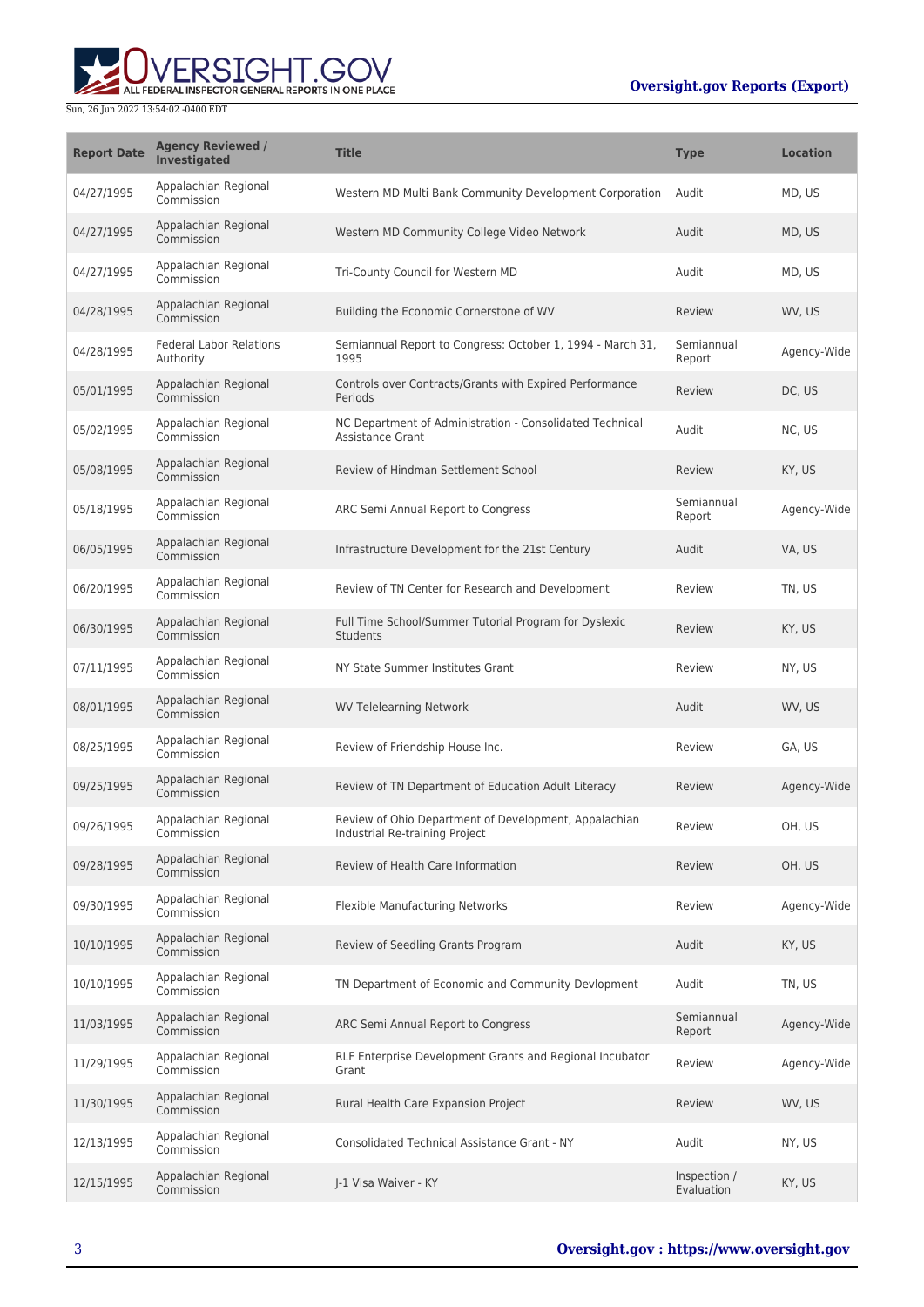| Report Date | Agency Reviewed / Investigated | Title | Type | Location |
| --- | --- | --- | --- | --- |
| 04/27/1995 | Appalachian Regional Commission | Western MD Multi Bank Community Development Corporation | Audit | MD, US |
| 04/27/1995 | Appalachian Regional Commission | Western MD Community College Video Network | Audit | MD, US |
| 04/27/1995 | Appalachian Regional Commission | Tri-County Council for Western MD | Audit | MD, US |
| 04/28/1995 | Appalachian Regional Commission | Building the Economic Cornerstone of WV | Review | WV, US |
| 04/28/1995 | Federal Labor Relations Authority | Semiannual Report to Congress: October 1, 1994 - March 31, 1995 | Semiannual Report | Agency-Wide |
| 05/01/1995 | Appalachian Regional Commission | Controls over Contracts/Grants with Expired Performance Periods | Review | DC, US |
| 05/02/1995 | Appalachian Regional Commission | NC Department of Administration - Consolidated Technical Assistance Grant | Audit | NC, US |
| 05/08/1995 | Appalachian Regional Commission | Review of Hindman Settlement School | Review | KY, US |
| 05/18/1995 | Appalachian Regional Commission | ARC Semi Annual Report to Congress | Semiannual Report | Agency-Wide |
| 06/05/1995 | Appalachian Regional Commission | Infrastructure Development for the 21st Century | Audit | VA, US |
| 06/20/1995 | Appalachian Regional Commission | Review of TN Center for Research and Development | Review | TN, US |
| 06/30/1995 | Appalachian Regional Commission | Full Time School/Summer Tutorial Program for Dyslexic Students | Review | KY, US |
| 07/11/1995 | Appalachian Regional Commission | NY State Summer Institutes Grant | Review | NY, US |
| 08/01/1995 | Appalachian Regional Commission | WV Telelearning Network | Audit | WV, US |
| 08/25/1995 | Appalachian Regional Commission | Review of Friendship House Inc. | Review | GA, US |
| 09/25/1995 | Appalachian Regional Commission | Review of TN Department of Education Adult Literacy | Review | Agency-Wide |
| 09/26/1995 | Appalachian Regional Commission | Review of Ohio Department of Development, Appalachian Industrial Re-training Project | Review | OH, US |
| 09/28/1995 | Appalachian Regional Commission | Review of Health Care Information | Review | OH, US |
| 09/30/1995 | Appalachian Regional Commission | Flexible Manufacturing Networks | Review | Agency-Wide |
| 10/10/1995 | Appalachian Regional Commission | Review of Seedling Grants Program | Audit | KY, US |
| 10/10/1995 | Appalachian Regional Commission | TN Department of Economic and Community Devlopment | Audit | TN, US |
| 11/03/1995 | Appalachian Regional Commission | ARC Semi Annual Report to Congress | Semiannual Report | Agency-Wide |
| 11/29/1995 | Appalachian Regional Commission | RLF Enterprise Development Grants and Regional Incubator Grant | Review | Agency-Wide |
| 11/30/1995 | Appalachian Regional Commission | Rural Health Care Expansion Project | Review | WV, US |
| 12/13/1995 | Appalachian Regional Commission | Consolidated Technical Assistance Grant - NY | Audit | NY, US |
| 12/15/1995 | Appalachian Regional Commission | J-1 Visa Waiver - KY | Inspection / Evaluation | KY, US |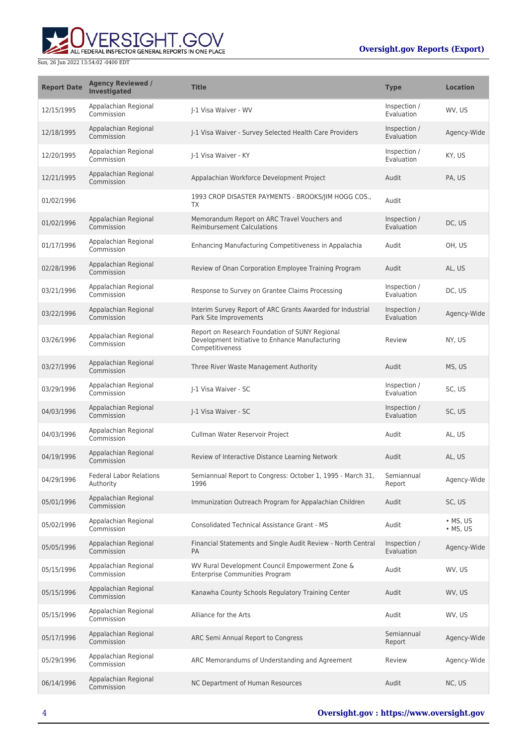| Report Date | Agency Reviewed / Investigated | Title | Type | Location |
| --- | --- | --- | --- | --- |
| 12/15/1995 | Appalachian Regional Commission | J-1 Visa Waiver - WV | Inspection / Evaluation | WV, US |
| 12/18/1995 | Appalachian Regional Commission | J-1 Visa Waiver - Survey Selected Health Care Providers | Inspection / Evaluation | Agency-Wide |
| 12/20/1995 | Appalachian Regional Commission | J-1 Visa Waiver - KY | Inspection / Evaluation | KY, US |
| 12/21/1995 | Appalachian Regional Commission | Appalachian Workforce Development Project | Audit | PA, US |
| 01/02/1996 | | 1993 CROP DISASTER PAYMENTS - BROOKS/JIM HOGG COS., TX | Audit | |
| 01/02/1996 | Appalachian Regional Commission | Memorandum Report on ARC Travel Vouchers and Reimbursement Calculations | Inspection / Evaluation | DC, US |
| 01/17/1996 | Appalachian Regional Commission | Enhancing Manufacturing Competitiveness in Appalachia | Audit | OH, US |
| 02/28/1996 | Appalachian Regional Commission | Review of Onan Corporation Employee Training Program | Audit | AL, US |
| 03/21/1996 | Appalachian Regional Commission | Response to Survey on Grantee Claims Processing | Inspection / Evaluation | DC, US |
| 03/22/1996 | Appalachian Regional Commission | Interim Survey Report of ARC Grants Awarded for Industrial Park Site Improvements | Inspection / Evaluation | Agency-Wide |
| 03/26/1996 | Appalachian Regional Commission | Report on Research Foundation of SUNY Regional Development Initiative to Enhance Manufacturing Competitiveness | Review | NY, US |
| 03/27/1996 | Appalachian Regional Commission | Three River Waste Management Authority | Audit | MS, US |
| 03/29/1996 | Appalachian Regional Commission | J-1 Visa Waiver - SC | Inspection / Evaluation | SC, US |
| 04/03/1996 | Appalachian Regional Commission | J-1 Visa Waiver - SC | Inspection / Evaluation | SC, US |
| 04/03/1996 | Appalachian Regional Commission | Cullman Water Reservoir Project | Audit | AL, US |
| 04/19/1996 | Appalachian Regional Commission | Review of Interactive Distance Learning Network | Audit | AL, US |
| 04/29/1996 | Federal Labor Relations Authority | Semiannual Report to Congress: October 1, 1995 - March 31, 1996 | Semiannual Report | Agency-Wide |
| 05/01/1996 | Appalachian Regional Commission | Immunization Outreach Program for Appalachian Children | Audit | SC, US |
| 05/02/1996 | Appalachian Regional Commission | Consolidated Technical Assistance Grant - MS | Audit | • MS, US • MS, US |
| 05/05/1996 | Appalachian Regional Commission | Financial Statements and Single Audit Review - North Central PA | Inspection / Evaluation | Agency-Wide |
| 05/15/1996 | Appalachian Regional Commission | WV Rural Development Council Empowerment Zone & Enterprise Communities Program | Audit | WV, US |
| 05/15/1996 | Appalachian Regional Commission | Kanawha County Schools Regulatory Training Center | Audit | WV, US |
| 05/15/1996 | Appalachian Regional Commission | Alliance for the Arts | Audit | WV, US |
| 05/17/1996 | Appalachian Regional Commission | ARC Semi Annual Report to Congress | Semiannual Report | Agency-Wide |
| 05/29/1996 | Appalachian Regional Commission | ARC Memorandums of Understanding and Agreement | Review | Agency-Wide |
| 06/14/1996 | Appalachian Regional Commission | NC Department of Human Resources | Audit | NC, US |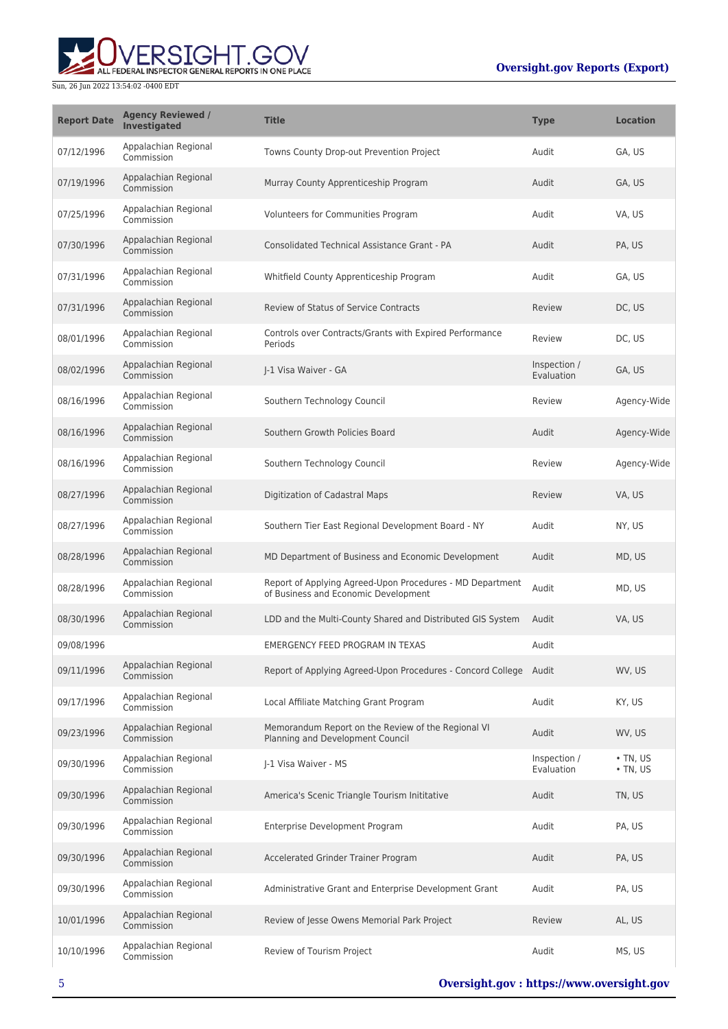| Report Date | Agency Reviewed / Investigated | Title | Type | Location |
| --- | --- | --- | --- | --- |
| 07/12/1996 | Appalachian Regional Commission | Towns County Drop-out Prevention Project | Audit | GA, US |
| 07/19/1996 | Appalachian Regional Commission | Murray County Apprenticeship Program | Audit | GA, US |
| 07/25/1996 | Appalachian Regional Commission | Volunteers for Communities Program | Audit | VA, US |
| 07/30/1996 | Appalachian Regional Commission | Consolidated Technical Assistance Grant - PA | Audit | PA, US |
| 07/31/1996 | Appalachian Regional Commission | Whitfield County Apprenticeship Program | Audit | GA, US |
| 07/31/1996 | Appalachian Regional Commission | Review of Status of Service Contracts | Review | DC, US |
| 08/01/1996 | Appalachian Regional Commission | Controls over Contracts/Grants with Expired Performance Periods | Review | DC, US |
| 08/02/1996 | Appalachian Regional Commission | J-1 Visa Waiver - GA | Inspection / Evaluation | GA, US |
| 08/16/1996 | Appalachian Regional Commission | Southern Technology Council | Review | Agency-Wide |
| 08/16/1996 | Appalachian Regional Commission | Southern Growth Policies Board | Audit | Agency-Wide |
| 08/16/1996 | Appalachian Regional Commission | Southern Technology Council | Review | Agency-Wide |
| 08/27/1996 | Appalachian Regional Commission | Digitization of Cadastral Maps | Review | VA, US |
| 08/27/1996 | Appalachian Regional Commission | Southern Tier East Regional Development Board - NY | Audit | NY, US |
| 08/28/1996 | Appalachian Regional Commission | MD Department of Business and Economic Development | Audit | MD, US |
| 08/28/1996 | Appalachian Regional Commission | Report of Applying Agreed-Upon Procedures - MD Department of Business and Economic Development | Audit | MD, US |
| 08/30/1996 | Appalachian Regional Commission | LDD and the Multi-County Shared and Distributed GIS System | Audit | VA, US |
| 09/08/1996 | | EMERGENCY FEED PROGRAM IN TEXAS | Audit | |
| 09/11/1996 | Appalachian Regional Commission | Report of Applying Agreed-Upon Procedures - Concord College | Audit | WV, US |
| 09/17/1996 | Appalachian Regional Commission | Local Affiliate Matching Grant Program | Audit | KY, US |
| 09/23/1996 | Appalachian Regional Commission | Memorandum Report on the Review of the Regional VI Planning and Development Council | Audit | WV, US |
| 09/30/1996 | Appalachian Regional Commission | J-1 Visa Waiver - MS | Inspection / Evaluation | • TN, US<br>• TN, US |
| 09/30/1996 | Appalachian Regional Commission | America's Scenic Triangle Tourism Inititative | Audit | TN, US |
| 09/30/1996 | Appalachian Regional Commission | Enterprise Development Program | Audit | PA, US |
| 09/30/1996 | Appalachian Regional Commission | Accelerated Grinder Trainer Program | Audit | PA, US |
| 09/30/1996 | Appalachian Regional Commission | Administrative Grant and Enterprise Development Grant | Audit | PA, US |
| 10/01/1996 | Appalachian Regional Commission | Review of Jesse Owens Memorial Park Project | Review | AL, US |
| 10/10/1996 | Appalachian Regional Commission | Review of Tourism Project | Audit | MS, US |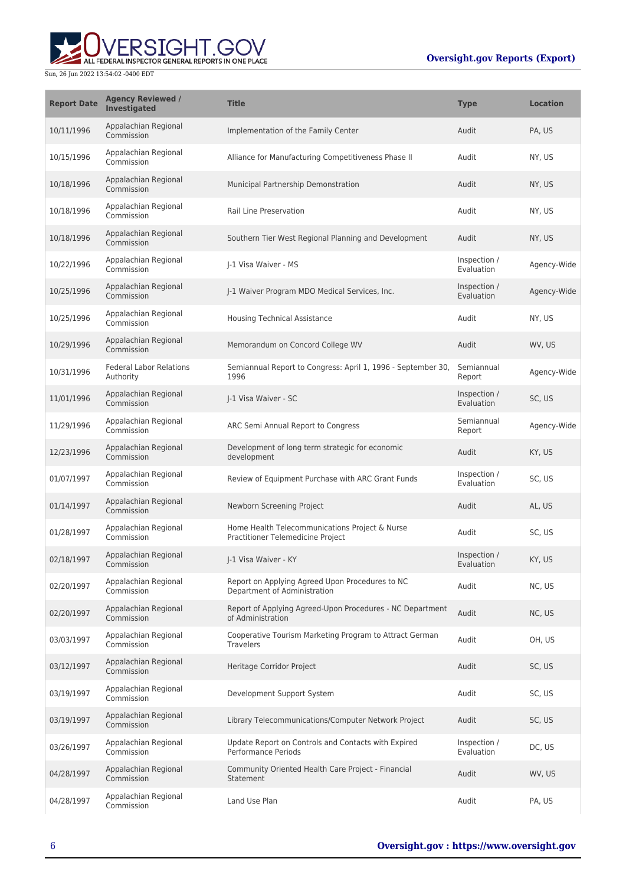| Report Date | Agency Reviewed / Investigated | Title | Type | Location |
|---|---|---|---|---|
| 10/11/1996 | Appalachian Regional Commission | Implementation of the Family Center | Audit | PA, US |
| 10/15/1996 | Appalachian Regional Commission | Alliance for Manufacturing Competitiveness Phase II | Audit | NY, US |
| 10/18/1996 | Appalachian Regional Commission | Municipal Partnership Demonstration | Audit | NY, US |
| 10/18/1996 | Appalachian Regional Commission | Rail Line Preservation | Audit | NY, US |
| 10/18/1996 | Appalachian Regional Commission | Southern Tier West Regional Planning and Development | Audit | NY, US |
| 10/22/1996 | Appalachian Regional Commission | J-1 Visa Waiver - MS | Inspection / Evaluation | Agency-Wide |
| 10/25/1996 | Appalachian Regional Commission | J-1 Waiver Program MDO Medical Services, Inc. | Inspection / Evaluation | Agency-Wide |
| 10/25/1996 | Appalachian Regional Commission | Housing Technical Assistance | Audit | NY, US |
| 10/29/1996 | Appalachian Regional Commission | Memorandum on Concord College WV | Audit | WV, US |
| 10/31/1996 | Federal Labor Relations Authority | Semiannual Report to Congress: April 1, 1996 - September 30, 1996 | Semiannual Report | Agency-Wide |
| 11/01/1996 | Appalachian Regional Commission | J-1 Visa Waiver - SC | Inspection / Evaluation | SC, US |
| 11/29/1996 | Appalachian Regional Commission | ARC Semi Annual Report to Congress | Semiannual Report | Agency-Wide |
| 12/23/1996 | Appalachian Regional Commission | Development of long term strategic for economic development | Audit | KY, US |
| 01/07/1997 | Appalachian Regional Commission | Review of Equipment Purchase with ARC Grant Funds | Inspection / Evaluation | SC, US |
| 01/14/1997 | Appalachian Regional Commission | Newborn Screening Project | Audit | AL, US |
| 01/28/1997 | Appalachian Regional Commission | Home Health Telecommunications Project & Nurse Practitioner Telemedicine Project | Audit | SC, US |
| 02/18/1997 | Appalachian Regional Commission | J-1 Visa Waiver - KY | Inspection / Evaluation | KY, US |
| 02/20/1997 | Appalachian Regional Commission | Report on Applying Agreed Upon Procedures to NC Department of Administration | Audit | NC, US |
| 02/20/1997 | Appalachian Regional Commission | Report of Applying Agreed-Upon Procedures - NC Department of Administration | Audit | NC, US |
| 03/03/1997 | Appalachian Regional Commission | Cooperative Tourism Marketing Program to Attract German Travelers | Audit | OH, US |
| 03/12/1997 | Appalachian Regional Commission | Heritage Corridor Project | Audit | SC, US |
| 03/19/1997 | Appalachian Regional Commission | Development Support System | Audit | SC, US |
| 03/19/1997 | Appalachian Regional Commission | Library Telecommunications/Computer Network Project | Audit | SC, US |
| 03/26/1997 | Appalachian Regional Commission | Update Report on Controls and Contacts with Expired Performance Periods | Inspection / Evaluation | DC, US |
| 04/28/1997 | Appalachian Regional Commission | Community Oriented Health Care Project - Financial Statement | Audit | WV, US |
| 04/28/1997 | Appalachian Regional Commission | Land Use Plan | Audit | PA, US |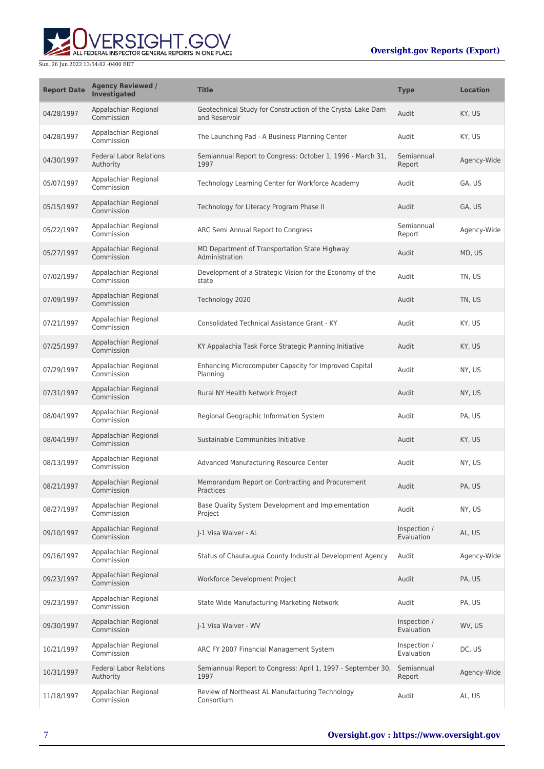| Report Date | Agency Reviewed / Investigated | Title | Type | Location |
| --- | --- | --- | --- | --- |
| 04/28/1997 | Appalachian Regional Commission | Geotechnical Study for Construction of the Crystal Lake Dam and Reservoir | Audit | KY, US |
| 04/28/1997 | Appalachian Regional Commission | The Launching Pad - A Business Planning Center | Audit | KY, US |
| 04/30/1997 | Federal Labor Relations Authority | Semiannual Report to Congress: October 1, 1996 - March 31, 1997 | Semiannual Report | Agency-Wide |
| 05/07/1997 | Appalachian Regional Commission | Technology Learning Center for Workforce Academy | Audit | GA, US |
| 05/15/1997 | Appalachian Regional Commission | Technology for Literacy Program Phase II | Audit | GA, US |
| 05/22/1997 | Appalachian Regional Commission | ARC Semi Annual Report to Congress | Semiannual Report | Agency-Wide |
| 05/27/1997 | Appalachian Regional Commission | MD Department of Transportation State Highway Administration | Audit | MD, US |
| 07/02/1997 | Appalachian Regional Commission | Development of a Strategic Vision for the Economy of the state | Audit | TN, US |
| 07/09/1997 | Appalachian Regional Commission | Technology 2020 | Audit | TN, US |
| 07/21/1997 | Appalachian Regional Commission | Consolidated Technical Assistance Grant - KY | Audit | KY, US |
| 07/25/1997 | Appalachian Regional Commission | KY Appalachia Task Force Strategic Planning Initiative | Audit | KY, US |
| 07/29/1997 | Appalachian Regional Commission | Enhancing Microcomputer Capacity for Improved Capital Planning | Audit | NY, US |
| 07/31/1997 | Appalachian Regional Commission | Rural NY Health Network Project | Audit | NY, US |
| 08/04/1997 | Appalachian Regional Commission | Regional Geographic Information System | Audit | PA, US |
| 08/04/1997 | Appalachian Regional Commission | Sustainable Communities Initiative | Audit | KY, US |
| 08/13/1997 | Appalachian Regional Commission | Advanced Manufacturing Resource Center | Audit | NY, US |
| 08/21/1997 | Appalachian Regional Commission | Memorandum Report on Contracting and Procurement Practices | Audit | PA, US |
| 08/27/1997 | Appalachian Regional Commission | Base Quality System Development and Implementation Project | Audit | NY, US |
| 09/10/1997 | Appalachian Regional Commission | J-1 Visa Waiver - AL | Inspection / Evaluation | AL, US |
| 09/16/1997 | Appalachian Regional Commission | Status of Chautaugua County Industrial Development Agency | Audit | Agency-Wide |
| 09/23/1997 | Appalachian Regional Commission | Workforce Development Project | Audit | PA, US |
| 09/23/1997 | Appalachian Regional Commission | State Wide Manufacturing Marketing Network | Audit | PA, US |
| 09/30/1997 | Appalachian Regional Commission | J-1 Visa Waiver - WV | Inspection / Evaluation | WV, US |
| 10/21/1997 | Appalachian Regional Commission | ARC FY 2007 Financial Management System | Inspection / Evaluation | DC, US |
| 10/31/1997 | Federal Labor Relations Authority | Semiannual Report to Congress: April 1, 1997 - September 30, 1997 | Semiannual Report | Agency-Wide |
| 11/18/1997 | Appalachian Regional Commission | Review of Northeast AL Manufacturing Technology Consortium | Audit | AL, US |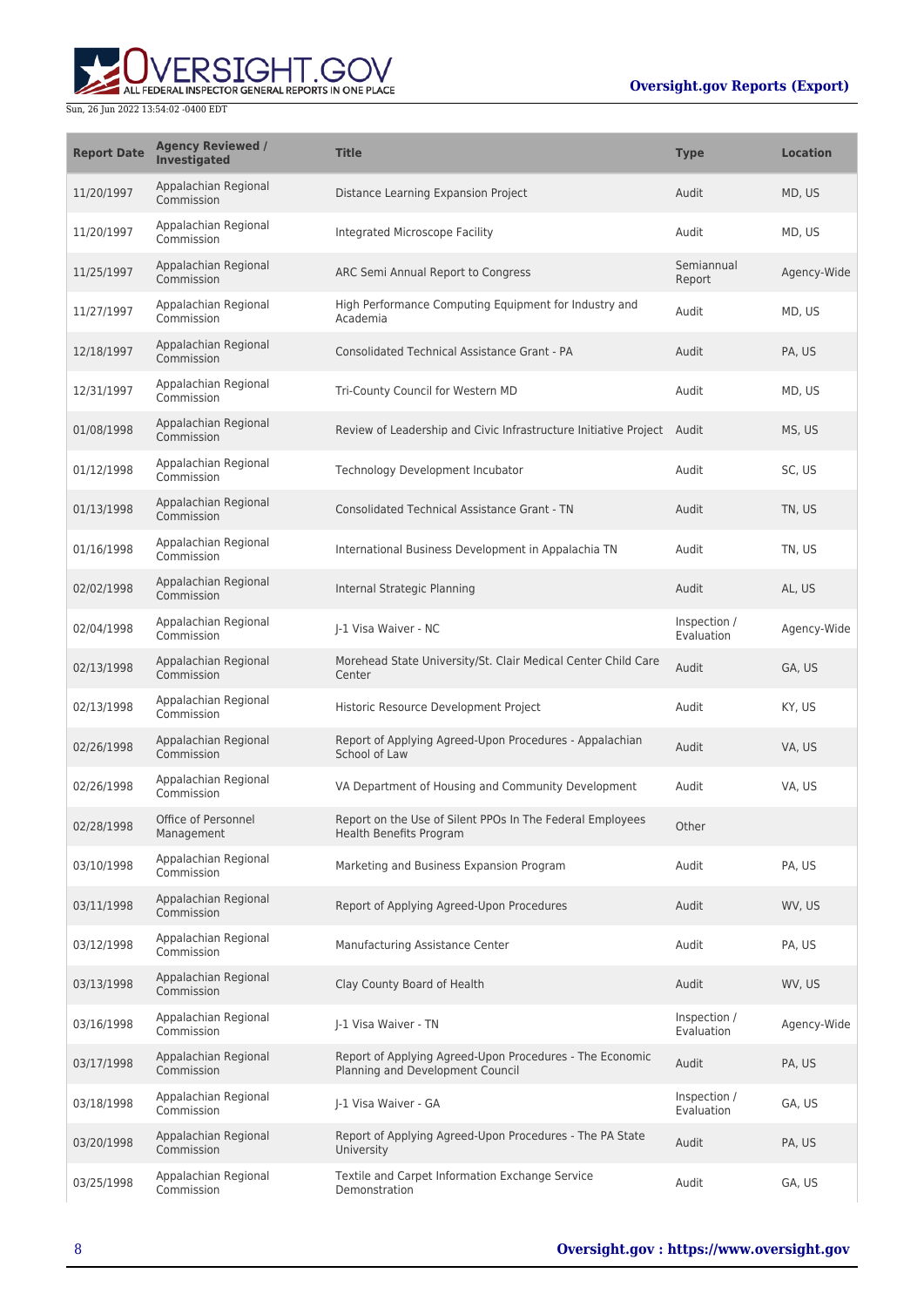| Report Date | Agency Reviewed / Investigated | Title | Type | Location |
| --- | --- | --- | --- | --- |
| 11/20/1997 | Appalachian Regional Commission | Distance Learning Expansion Project | Audit | MD, US |
| 11/20/1997 | Appalachian Regional Commission | Integrated Microscope Facility | Audit | MD, US |
| 11/25/1997 | Appalachian Regional Commission | ARC Semi Annual Report to Congress | Semiannual Report | Agency-Wide |
| 11/27/1997 | Appalachian Regional Commission | High Performance Computing Equipment for Industry and Academia | Audit | MD, US |
| 12/18/1997 | Appalachian Regional Commission | Consolidated Technical Assistance Grant - PA | Audit | PA, US |
| 12/31/1997 | Appalachian Regional Commission | Tri-County Council for Western MD | Audit | MD, US |
| 01/08/1998 | Appalachian Regional Commission | Review of Leadership and Civic Infrastructure Initiative Project | Audit | MS, US |
| 01/12/1998 | Appalachian Regional Commission | Technology Development Incubator | Audit | SC, US |
| 01/13/1998 | Appalachian Regional Commission | Consolidated Technical Assistance Grant - TN | Audit | TN, US |
| 01/16/1998 | Appalachian Regional Commission | International Business Development in Appalachia TN | Audit | TN, US |
| 02/02/1998 | Appalachian Regional Commission | Internal Strategic Planning | Audit | AL, US |
| 02/04/1998 | Appalachian Regional Commission | J-1 Visa Waiver - NC | Inspection / Evaluation | Agency-Wide |
| 02/13/1998 | Appalachian Regional Commission | Morehead State University/St. Clair Medical Center Child Care Center | Audit | GA, US |
| 02/13/1998 | Appalachian Regional Commission | Historic Resource Development Project | Audit | KY, US |
| 02/26/1998 | Appalachian Regional Commission | Report of Applying Agreed-Upon Procedures - Appalachian School of Law | Audit | VA, US |
| 02/26/1998 | Appalachian Regional Commission | VA Department of Housing and Community Development | Audit | VA, US |
| 02/28/1998 | Office of Personnel Management | Report on the Use of Silent PPOs In The Federal Employees Health Benefits Program | Other | |
| 03/10/1998 | Appalachian Regional Commission | Marketing and Business Expansion Program | Audit | PA, US |
| 03/11/1998 | Appalachian Regional Commission | Report of Applying Agreed-Upon Procedures | Audit | WV, US |
| 03/12/1998 | Appalachian Regional Commission | Manufacturing Assistance Center | Audit | PA, US |
| 03/13/1998 | Appalachian Regional Commission | Clay County Board of Health | Audit | WV, US |
| 03/16/1998 | Appalachian Regional Commission | J-1 Visa Waiver - TN | Inspection / Evaluation | Agency-Wide |
| 03/17/1998 | Appalachian Regional Commission | Report of Applying Agreed-Upon Procedures - The Economic Planning and Development Council | Audit | PA, US |
| 03/18/1998 | Appalachian Regional Commission | J-1 Visa Waiver - GA | Inspection / Evaluation | GA, US |
| 03/20/1998 | Appalachian Regional Commission | Report of Applying Agreed-Upon Procedures - The PA State University | Audit | PA, US |
| 03/25/1998 | Appalachian Regional Commission | Textile and Carpet Information Exchange Service Demonstration | Audit | GA, US |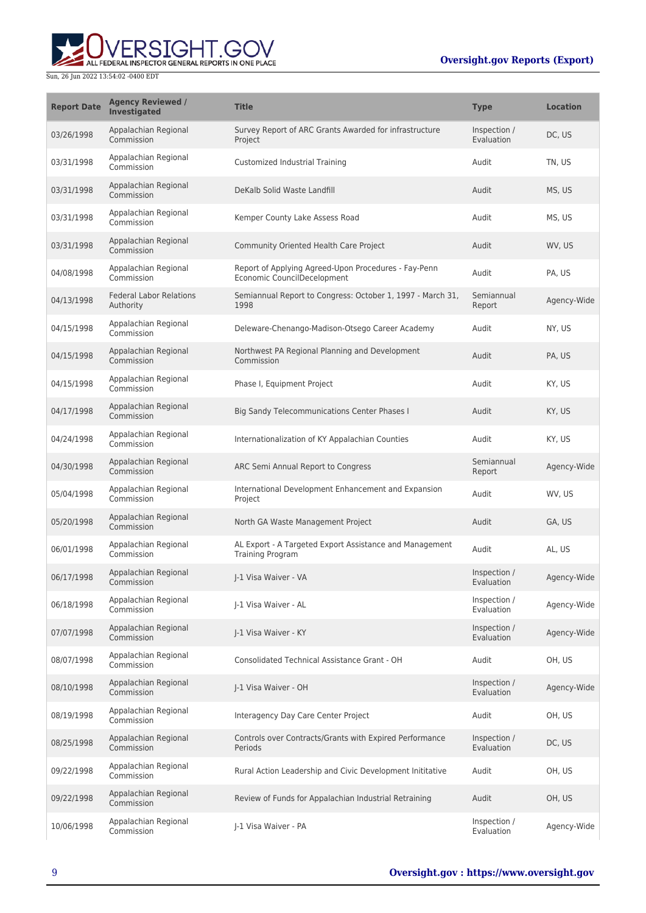| Report Date | Agency Reviewed / Investigated | Title | Type | Location |
| --- | --- | --- | --- | --- |
| 03/26/1998 | Appalachian Regional Commission | Survey Report of ARC Grants Awarded for infrastructure Project | Inspection / Evaluation | DC, US |
| 03/31/1998 | Appalachian Regional Commission | Customized Industrial Training | Audit | TN, US |
| 03/31/1998 | Appalachian Regional Commission | DeKalb Solid Waste Landfill | Audit | MS, US |
| 03/31/1998 | Appalachian Regional Commission | Kemper County Lake Assess Road | Audit | MS, US |
| 03/31/1998 | Appalachian Regional Commission | Community Oriented Health Care Project | Audit | WV, US |
| 04/08/1998 | Appalachian Regional Commission | Report of Applying Agreed-Upon Procedures - Fay-Penn Economic CouncilDecelopment | Audit | PA, US |
| 04/13/1998 | Federal Labor Relations Authority | Semiannual Report to Congress: October 1, 1997 - March 31, 1998 | Semiannual Report | Agency-Wide |
| 04/15/1998 | Appalachian Regional Commission | Deleware-Chenango-Madison-Otsego Career Academy | Audit | NY, US |
| 04/15/1998 | Appalachian Regional Commission | Northwest PA Regional Planning and Development Commission | Audit | PA, US |
| 04/15/1998 | Appalachian Regional Commission | Phase I, Equipment Project | Audit | KY, US |
| 04/17/1998 | Appalachian Regional Commission | Big Sandy Telecommunications Center Phases I | Audit | KY, US |
| 04/24/1998 | Appalachian Regional Commission | Internationalization of KY Appalachian Counties | Audit | KY, US |
| 04/30/1998 | Appalachian Regional Commission | ARC Semi Annual Report to Congress | Semiannual Report | Agency-Wide |
| 05/04/1998 | Appalachian Regional Commission | International Development Enhancement and Expansion Project | Audit | WV, US |
| 05/20/1998 | Appalachian Regional Commission | North GA Waste Management Project | Audit | GA, US |
| 06/01/1998 | Appalachian Regional Commission | AL Export - A Targeted Export Assistance and Management Training Program | Audit | AL, US |
| 06/17/1998 | Appalachian Regional Commission | J-1 Visa Waiver - VA | Inspection / Evaluation | Agency-Wide |
| 06/18/1998 | Appalachian Regional Commission | J-1 Visa Waiver - AL | Inspection / Evaluation | Agency-Wide |
| 07/07/1998 | Appalachian Regional Commission | J-1 Visa Waiver - KY | Inspection / Evaluation | Agency-Wide |
| 08/07/1998 | Appalachian Regional Commission | Consolidated Technical Assistance Grant - OH | Audit | OH, US |
| 08/10/1998 | Appalachian Regional Commission | J-1 Visa Waiver - OH | Inspection / Evaluation | Agency-Wide |
| 08/19/1998 | Appalachian Regional Commission | Interagency Day Care Center Project | Audit | OH, US |
| 08/25/1998 | Appalachian Regional Commission | Controls over Contracts/Grants with Expired Performance Periods | Inspection / Evaluation | DC, US |
| 09/22/1998 | Appalachian Regional Commission | Rural Action Leadership and Civic Development Inititative | Audit | OH, US |
| 09/22/1998 | Appalachian Regional Commission | Review of Funds for Appalachian Industrial Retraining | Audit | OH, US |
| 10/06/1998 | Appalachian Regional Commission | J-1 Visa Waiver - PA | Inspection / Evaluation | Agency-Wide |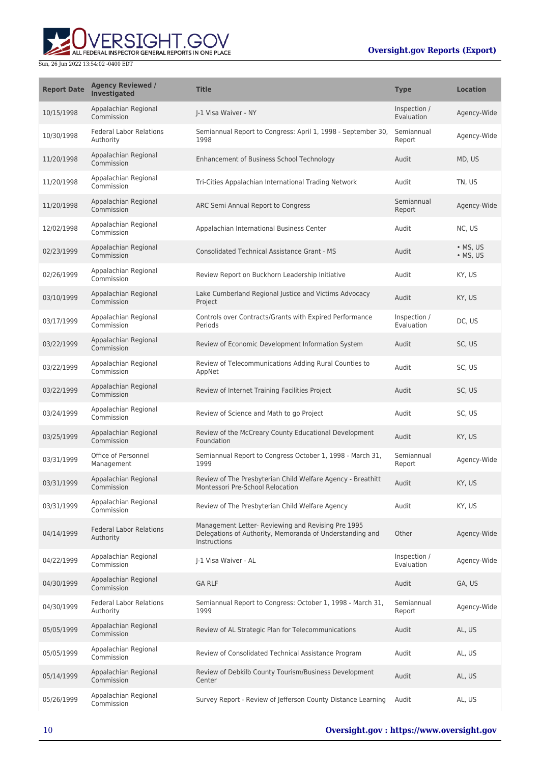| Report Date | Agency Reviewed / Investigated | Title | Type | Location |
| --- | --- | --- | --- | --- |
| 10/15/1998 | Appalachian Regional Commission | J-1 Visa Waiver - NY | Inspection / Evaluation | Agency-Wide |
| 10/30/1998 | Federal Labor Relations Authority | Semiannual Report to Congress: April 1, 1998 - September 30, 1998 | Semiannual Report | Agency-Wide |
| 11/20/1998 | Appalachian Regional Commission | Enhancement of Business School Technology | Audit | MD, US |
| 11/20/1998 | Appalachian Regional Commission | Tri-Cities Appalachian International Trading Network | Audit | TN, US |
| 11/20/1998 | Appalachian Regional Commission | ARC Semi Annual Report to Congress | Semiannual Report | Agency-Wide |
| 12/02/1998 | Appalachian Regional Commission | Appalachian International Business Center | Audit | NC, US |
| 02/23/1999 | Appalachian Regional Commission | Consolidated Technical Assistance Grant - MS | Audit | • MS, US<br>• MS, US |
| 02/26/1999 | Appalachian Regional Commission | Review Report on Buckhorn Leadership Initiative | Audit | KY, US |
| 03/10/1999 | Appalachian Regional Commission | Lake Cumberland Regional Justice and Victims Advocacy Project | Audit | KY, US |
| 03/17/1999 | Appalachian Regional Commission | Controls over Contracts/Grants with Expired Performance Periods | Inspection / Evaluation | DC, US |
| 03/22/1999 | Appalachian Regional Commission | Review of Economic Development Information System | Audit | SC, US |
| 03/22/1999 | Appalachian Regional Commission | Review of Telecommunications Adding Rural Counties to AppNet | Audit | SC, US |
| 03/22/1999 | Appalachian Regional Commission | Review of Internet Training Facilities Project | Audit | SC, US |
| 03/24/1999 | Appalachian Regional Commission | Review of Science and Math to go Project | Audit | SC, US |
| 03/25/1999 | Appalachian Regional Commission | Review of the McCreary County Educational Development Foundation | Audit | KY, US |
| 03/31/1999 | Office of Personnel Management | Semiannual Report to Congress October 1, 1998 - March 31, 1999 | Semiannual Report | Agency-Wide |
| 03/31/1999 | Appalachian Regional Commission | Review of The Presbyterian Child Welfare Agency - Breathitt Montessori Pre-School Relocation | Audit | KY, US |
| 03/31/1999 | Appalachian Regional Commission | Review of The Presbyterian Child Welfare Agency | Audit | KY, US |
| 04/14/1999 | Federal Labor Relations Authority | Management Letter- Reviewing and Revising Pre 1995 Delegations of Authority, Memoranda of Understanding and Instructions | Other | Agency-Wide |
| 04/22/1999 | Appalachian Regional Commission | J-1 Visa Waiver - AL | Inspection / Evaluation | Agency-Wide |
| 04/30/1999 | Appalachian Regional Commission | GA RLF | Audit | GA, US |
| 04/30/1999 | Federal Labor Relations Authority | Semiannual Report to Congress: October 1, 1998 - March 31, 1999 | Semiannual Report | Agency-Wide |
| 05/05/1999 | Appalachian Regional Commission | Review of AL Strategic Plan for Telecommunications | Audit | AL, US |
| 05/05/1999 | Appalachian Regional Commission | Review of Consolidated Technical Assistance Program | Audit | AL, US |
| 05/14/1999 | Appalachian Regional Commission | Review of Debkilb County Tourism/Business Development Center | Audit | AL, US |
| 05/26/1999 | Appalachian Regional Commission | Survey Report - Review of Jefferson County Distance Learning | Audit | AL, US |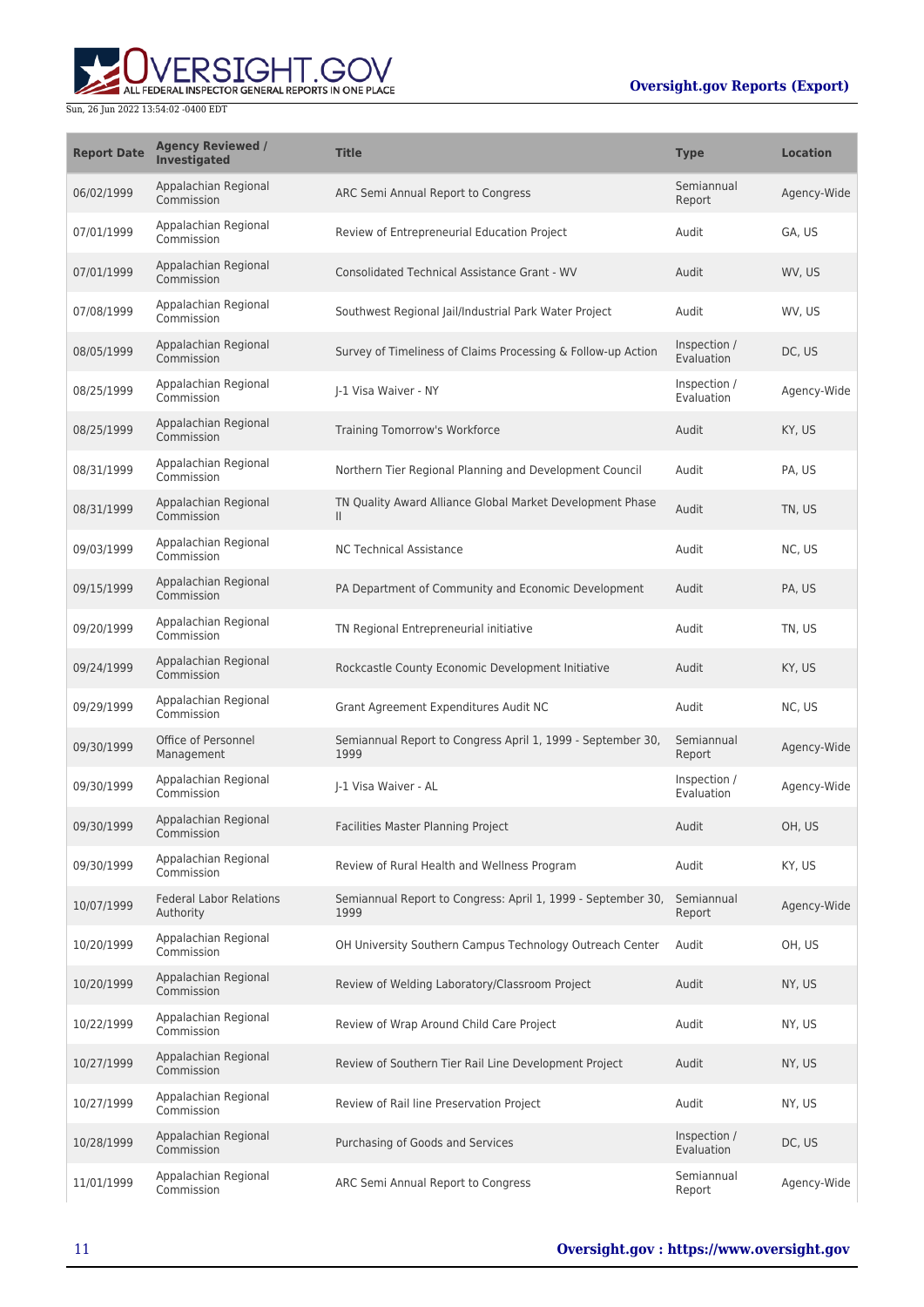| Report Date | Agency Reviewed / Investigated | Title | Type | Location |
| --- | --- | --- | --- | --- |
| 06/02/1999 | Appalachian Regional Commission | ARC Semi Annual Report to Congress | Semiannual Report | Agency-Wide |
| 07/01/1999 | Appalachian Regional Commission | Review of Entrepreneurial Education Project | Audit | GA, US |
| 07/01/1999 | Appalachian Regional Commission | Consolidated Technical Assistance Grant - WV | Audit | WV, US |
| 07/08/1999 | Appalachian Regional Commission | Southwest Regional Jail/Industrial Park Water Project | Audit | WV, US |
| 08/05/1999 | Appalachian Regional Commission | Survey of Timeliness of Claims Processing & Follow-up Action | Inspection / Evaluation | DC, US |
| 08/25/1999 | Appalachian Regional Commission | J-1 Visa Waiver - NY | Inspection / Evaluation | Agency-Wide |
| 08/25/1999 | Appalachian Regional Commission | Training Tomorrow's Workforce | Audit | KY, US |
| 08/31/1999 | Appalachian Regional Commission | Northern Tier Regional Planning and Development Council | Audit | PA, US |
| 08/31/1999 | Appalachian Regional Commission | TN Quality Award Alliance Global Market Development Phase II | Audit | TN, US |
| 09/03/1999 | Appalachian Regional Commission | NC Technical Assistance | Audit | NC, US |
| 09/15/1999 | Appalachian Regional Commission | PA Department of Community and Economic Development | Audit | PA, US |
| 09/20/1999 | Appalachian Regional Commission | TN Regional Entrepreneurial initiative | Audit | TN, US |
| 09/24/1999 | Appalachian Regional Commission | Rockcastle County Economic Development Initiative | Audit | KY, US |
| 09/29/1999 | Appalachian Regional Commission | Grant Agreement Expenditures Audit NC | Audit | NC, US |
| 09/30/1999 | Office of Personnel Management | Semiannual Report to Congress April 1, 1999 - September 30, 1999 | Semiannual Report | Agency-Wide |
| 09/30/1999 | Appalachian Regional Commission | J-1 Visa Waiver - AL | Inspection / Evaluation | Agency-Wide |
| 09/30/1999 | Appalachian Regional Commission | Facilities Master Planning Project | Audit | OH, US |
| 09/30/1999 | Appalachian Regional Commission | Review of Rural Health and Wellness Program | Audit | KY, US |
| 10/07/1999 | Federal Labor Relations Authority | Semiannual Report to Congress: April 1, 1999 - September 30, 1999 | Semiannual Report | Agency-Wide |
| 10/20/1999 | Appalachian Regional Commission | OH University Southern Campus Technology Outreach Center | Audit | OH, US |
| 10/20/1999 | Appalachian Regional Commission | Review of Welding Laboratory/Classroom Project | Audit | NY, US |
| 10/22/1999 | Appalachian Regional Commission | Review of Wrap Around Child Care Project | Audit | NY, US |
| 10/27/1999 | Appalachian Regional Commission | Review of Southern Tier Rail Line Development Project | Audit | NY, US |
| 10/27/1999 | Appalachian Regional Commission | Review of Rail line Preservation Project | Audit | NY, US |
| 10/28/1999 | Appalachian Regional Commission | Purchasing of Goods and Services | Inspection / Evaluation | DC, US |
| 11/01/1999 | Appalachian Regional Commission | ARC Semi Annual Report to Congress | Semiannual Report | Agency-Wide |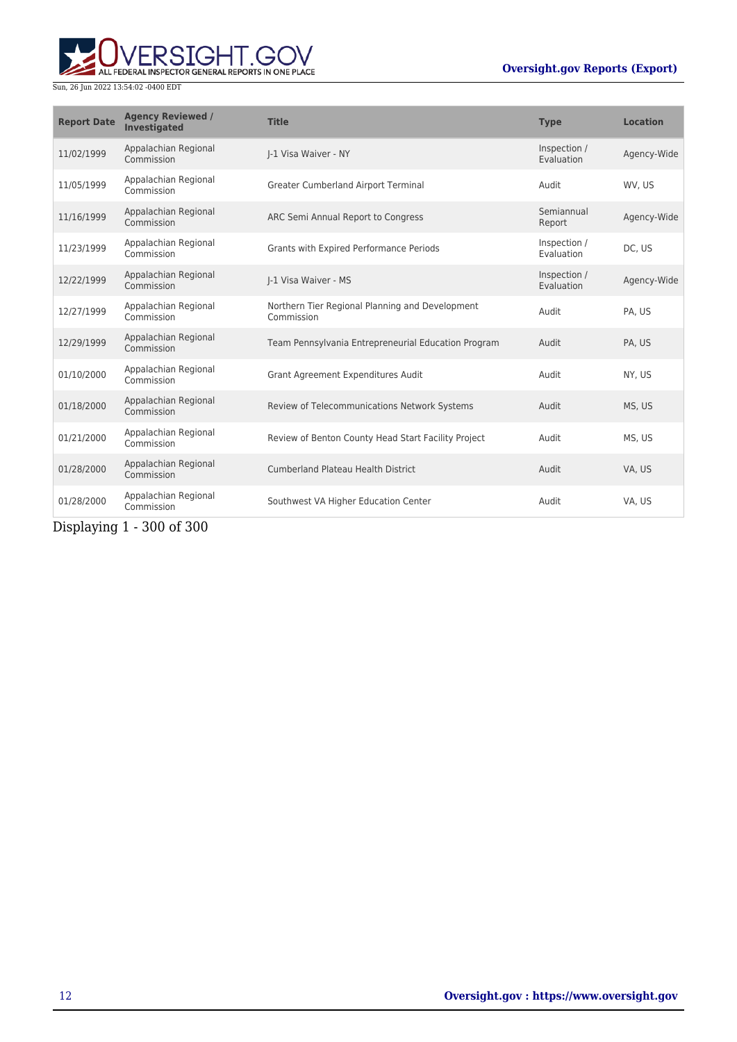| Report Date | Agency Reviewed / Investigated | Title | Type | Location |
|---|---|---|---|---|
| 11/02/1999 | Appalachian Regional Commission | J-1 Visa Waiver - NY | Inspection / Evaluation | Agency-Wide |
| 11/05/1999 | Appalachian Regional Commission | Greater Cumberland Airport Terminal | Audit | WV, US |
| 11/16/1999 | Appalachian Regional Commission | ARC Semi Annual Report to Congress | Semiannual Report | Agency-Wide |
| 11/23/1999 | Appalachian Regional Commission | Grants with Expired Performance Periods | Inspection / Evaluation | DC, US |
| 12/22/1999 | Appalachian Regional Commission | J-1 Visa Waiver - MS | Inspection / Evaluation | Agency-Wide |
| 12/27/1999 | Appalachian Regional Commission | Northern Tier Regional Planning and Development Commission | Audit | PA, US |
| 12/29/1999 | Appalachian Regional Commission | Team Pennsylvania Entrepreneurial Education Program | Audit | PA, US |
| 01/10/2000 | Appalachian Regional Commission | Grant Agreement Expenditures Audit | Audit | NY, US |
| 01/18/2000 | Appalachian Regional Commission | Review of Telecommunications Network Systems | Audit | MS, US |
| 01/21/2000 | Appalachian Regional Commission | Review of Benton County Head Start Facility Project | Audit | MS, US |
| 01/28/2000 | Appalachian Regional Commission | Cumberland Plateau Health District | Audit | VA, US |
| 01/28/2000 | Appalachian Regional Commission | Southwest VA Higher Education Center | Audit | VA, US |

Displaying 1 - 300 of 300